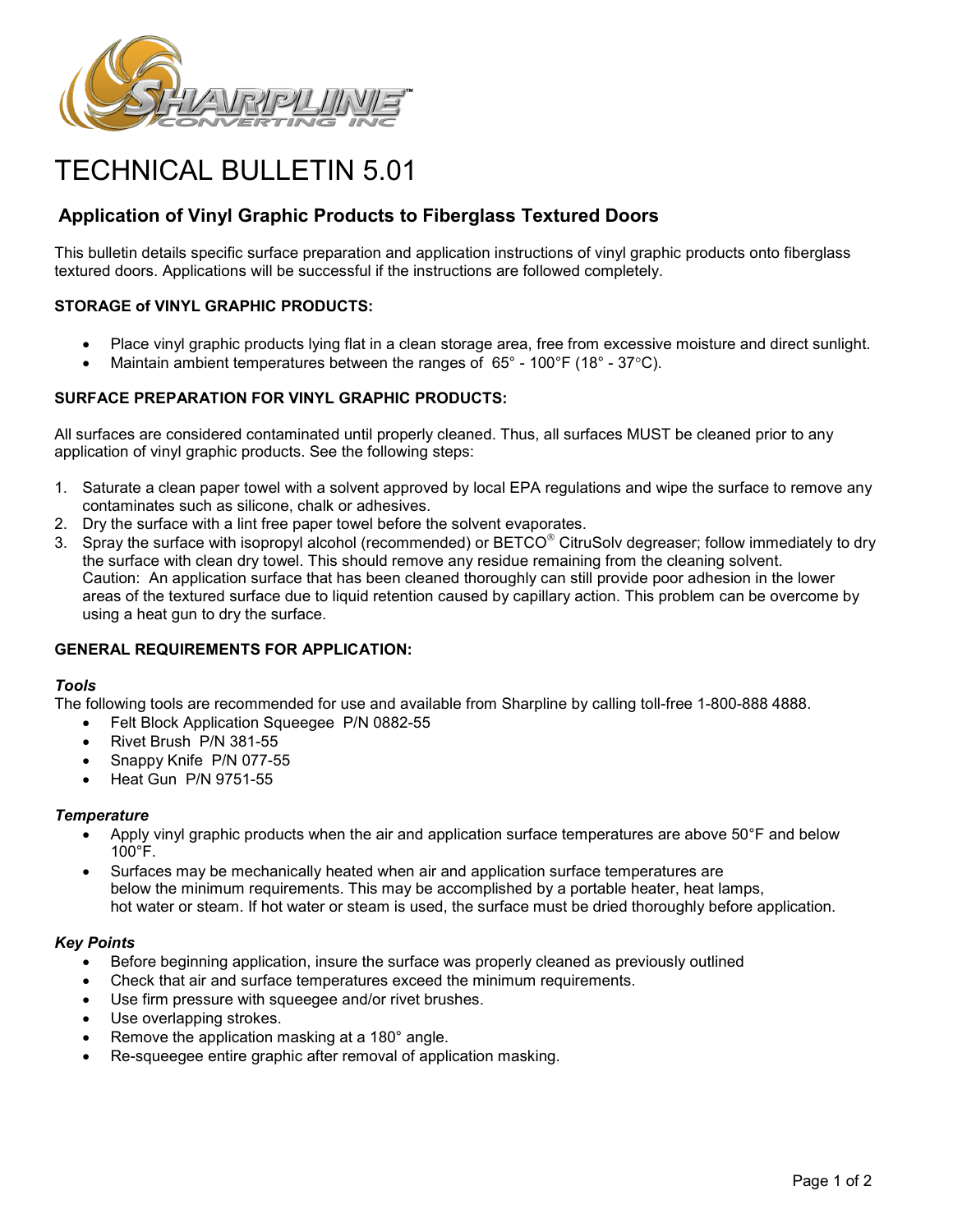# TECHNICAL BULLETIN 5.01

## Application of Vinyl Graphic Products to Fiberglass Textured Doors

This bulletin details specific surface preparation and application instructions of vinyl graphic products onto fiberglass textured doors. Applications will be successful if the instructions are followed completely.

**STORAGE of VINYL GRAPHIC PRODUCTS:**

- Place vinyl graphic products lying flat in a clean storage area, free from excessive moisture and direct sunlight.
- Maintain ambient temperatures between the ranges of 65° - 100°F (18° - 37°C).

**SURFACE PREPARATION FOR VINYL GRAPHIC PRODUCTS:**

All surfaces are considered contaminated until properly cleaned. Thus, all surfaces MUST be cleaned prior to any application of vinyl graphic products. See the following steps:

1. Saturate a clean paper towel with a solvent approved by local EPA regulations and wipe the surface to remove any contaminates such as silicone, chalk or adhesives.
2. Dry the surface with a lint free paper towel before the solvent evaporates.
3. Spray the surface with isopropyl alcohol (recommended) or BETCO® CitruSolv degreaser; follow immediately to dry the surface with clean dry towel. This should remove any residue remaining from the cleaning solvent.
   Caution: An application surface that has been cleaned thoroughly can still provide poor adhesion in the lower areas of the textured surface due to liquid retention caused by capillary action. This problem can be overcome by using a heat gun to dry the surface.

**GENERAL REQUIREMENTS FOR APPLICATION:**

***Tools***

The following tools are recommended for use and available from Sharpline by calling toll-free 1-800-888 4888.

- Felt Block Application Squeegee P/N 0882-55
- Rivet Brush P/N 381-55
- Snappy Knife P/N 077-55
- Heat Gun P/N 9751-55

***Temperature***

- Apply vinyl graphic products when the air and application surface temperatures are above 50°F and below 100°F.
- Surfaces may be mechanically heated when air and application surface temperatures are below the minimum requirements. This may be accomplished by a portable heater, heat lamps, hot water or steam. If hot water or steam is used, the surface must be dried thoroughly before application.

***Key Points***

- Before beginning application, insure the surface was properly cleaned as previously outlined
- Check that air and surface temperatures exceed the minimum requirements.
- Use firm pressure with squeegee and/or rivet brushes.
- Use overlapping strokes.
- Remove the application masking at a 180° angle.
- Re-squeegee entire graphic after removal of application masking.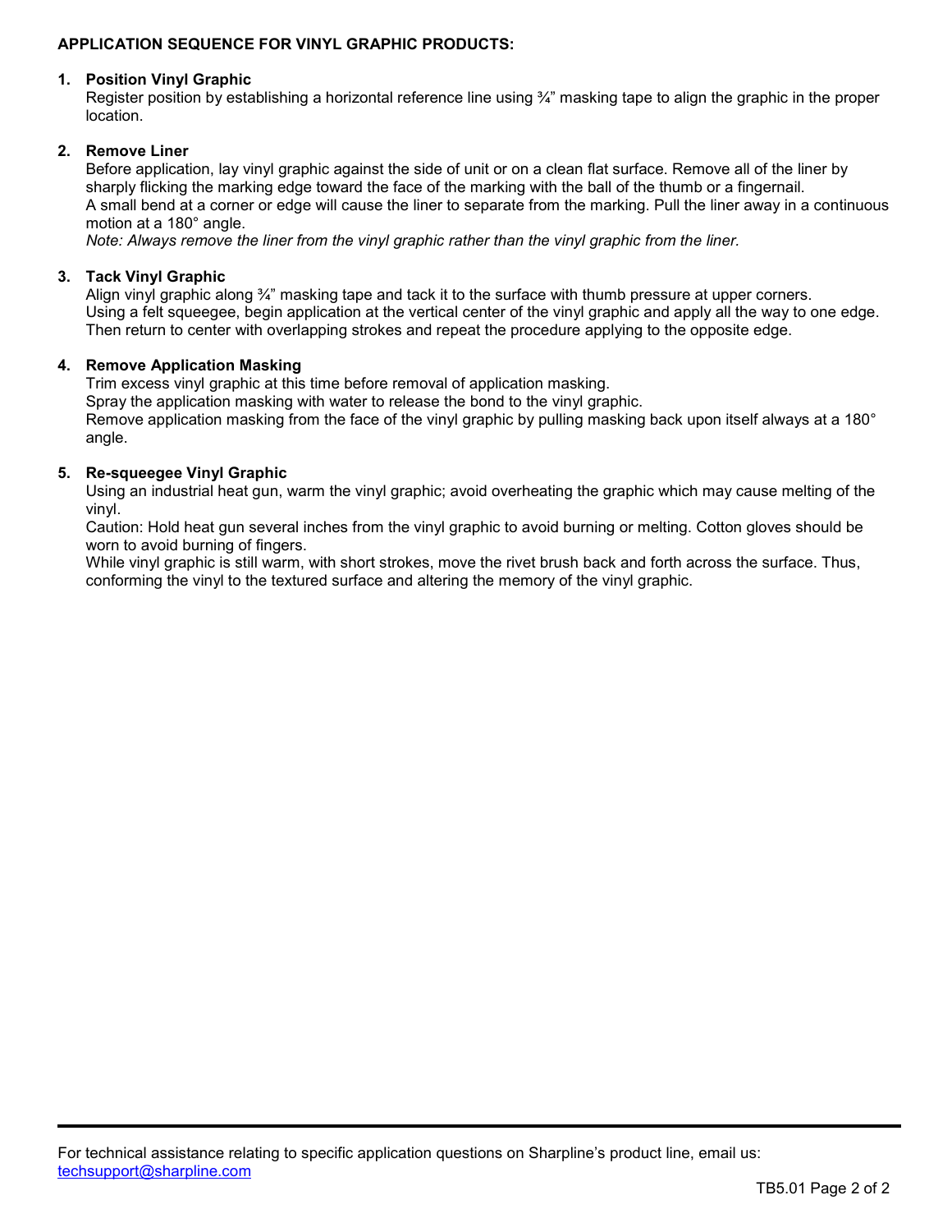**APPLICATION SEQUENCE FOR VINYL GRAPHIC PRODUCTS:**

1. **Position Vinyl Graphic**
   Register position by establishing a horizontal reference line using ¾" masking tape to align the graphic in the proper location.

2. **Remove Liner**
   Before application, lay vinyl graphic against the side of unit or on a clean flat surface. Remove all of the liner by sharply flicking the marking edge toward the face of the marking with the ball of the thumb or a fingernail.
   A small bend at a corner or edge will cause the liner to separate from the marking. Pull the liner away in a continuous motion at a 180° angle.
   *Note: Always remove the liner from the vinyl graphic rather than the vinyl graphic from the liner.*

3. **Tack Vinyl Graphic**
   Align vinyl graphic along ¾" masking tape and tack it to the surface with thumb pressure at upper corners.
   Using a felt squeegee, begin application at the vertical center of the vinyl graphic and apply all the way to one edge. Then return to center with overlapping strokes and repeat the procedure applying to the opposite edge.

4. **Remove Application Masking**
   Trim excess vinyl graphic at this time before removal of application masking.
   Spray the application masking with water to release the bond to the vinyl graphic.
   Remove application masking from the face of the vinyl graphic by pulling masking back upon itself always at a 180° angle.

5. **Re-squeegee Vinyl Graphic**
   Using an industrial heat gun, warm the vinyl graphic; avoid overheating the graphic which may cause melting of the vinyl.
   Caution: Hold heat gun several inches from the vinyl graphic to avoid burning or melting. Cotton gloves should be worn to avoid burning of fingers.
   While vinyl graphic is still warm, with short strokes, move the rivet brush back and forth across the surface. Thus, conforming the vinyl to the textured surface and altering the memory of the vinyl graphic.

---

For technical assistance relating to specific application questions on Sharpline's product line, email us:
techsupport@sharpline.com

TB5.01